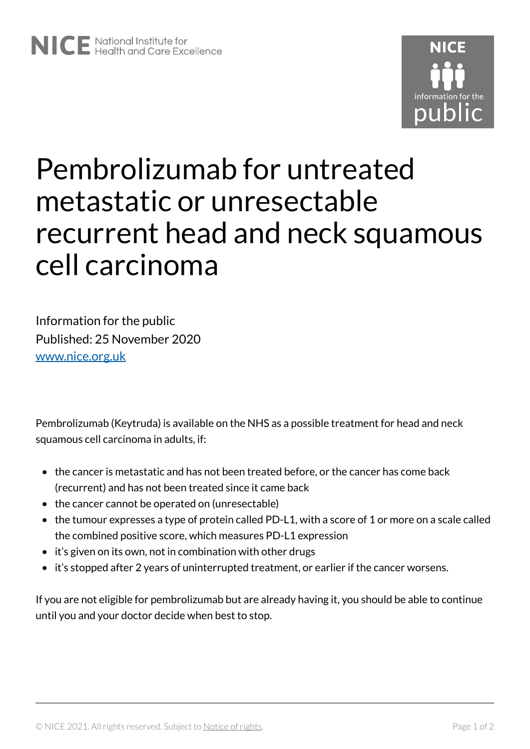NICE National Institute for Health and Care Excellence

# Pembrolizumab for untreated metastatic or unresectable recurrent head and neck squamous cell carcinoma

Information for the public
Published: 25 November 2020
www.nice.org.uk

Pembrolizumab (Keytruda) is available on the NHS as a possible treatment for head and neck squamous cell carcinoma in adults, if:

- the cancer is metastatic and has not been treated before, or the cancer has come back (recurrent) and has not been treated since it came back
- the cancer cannot be operated on (unresectable)
- the tumour expresses a type of protein called PD-L1, with a score of 1 or more on a scale called the combined positive score, which measures PD-L1 expression
- it's given on its own, not in combination with other drugs
- it's stopped after 2 years of uninterrupted treatment, or earlier if the cancer worsens.

If you are not eligible for pembrolizumab but are already having it, you should be able to continue until you and your doctor decide when best to stop.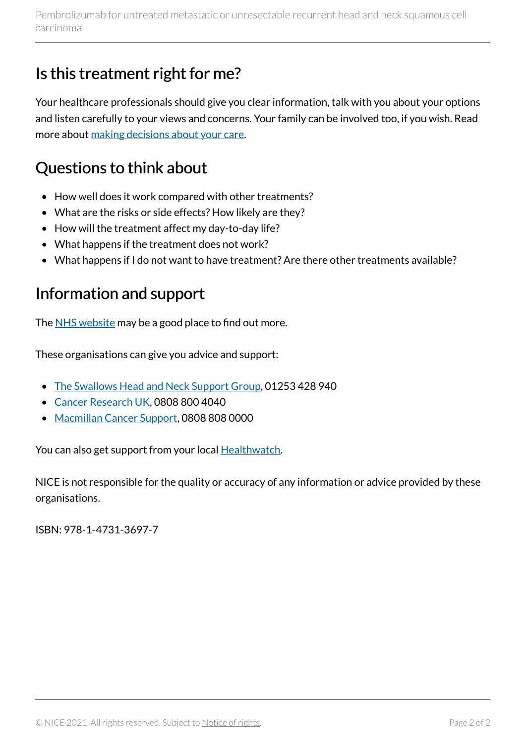## Is this treatment right for me?

Your healthcare professionals should give you clear information, talk with you about your options and listen carefully to your views and concerns. Your family can be involved too, if you wish. Read more about making decisions about your care.

## Questions to think about

- How well does it work compared with other treatments?
- What are the risks or side effects? How likely are they?
- How will the treatment affect my day-to-day life?
- What happens if the treatment does not work?
- What happens if I do not want to have treatment? Are there other treatments available?

## Information and support

The NHS website may be a good place to find out more.

These organisations can give you advice and support:

- The Swallows Head and Neck Support Group, 01253 428 940
- Cancer Research UK, 0808 800 4040
- Macmillan Cancer Support, 0808 808 0000

You can also get support from your local Healthwatch.

NICE is not responsible for the quality or accuracy of any information or advice provided by these organisations.

ISBN: 978-1-4731-3697-7